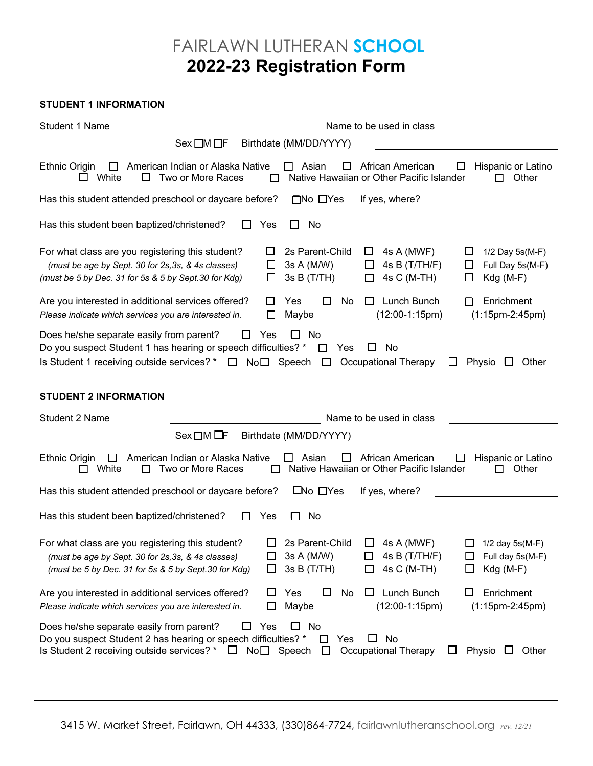# FAIRLAWN LUTHERAN **SCHOOL**

## 2022-23 Registration Form

### STUDENT 1 INFORMATION

Student 1 Name ____________________ Name to be used in class ____________________

Sex ☐M ☐F Birthdate (MM/DD/YYYY) ____________________

Ethnic Origin ☐ American Indian or Alaska Native ☐ Asian ☐ African American ☐ Hispanic or Latino ☐ White ☐ Two or More Races ☐ Native Hawaiian or Other Pacific Islander ☐ Other

Has this student attended preschool or daycare before? ☐No ☐Yes If yes, where? ____________________

Has this student been baptized/christened? ☐ Yes ☐ No

For what class are you registering this student?
*(must be age by Sept. 30 for 2s,3s, & 4s classes)*
*(must be 5 by Dec. 31 for 5s & 5 by Sept.30 for Kdg)*

☐ 2s Parent-Child ☐ 4s A (MWF) ☐ 1/2 Day 5s(M-F)
☐ 3s A (M/W) ☐ 4s B (T/TH/F) ☐ Full Day 5s(M-F)
☐ 3s B (T/TH) ☐ 4s C (M-TH) ☐ Kdg (M-F)

Are you interested in additional services offered? ☐ Yes ☐ No ☐ Lunch Bunch (12:00-1:15pm) ☐ Enrichment (1:15pm-2:45pm)
*Please indicate which services you are interested in.* ☐ Maybe

Does he/she separate easily from parent? ☐ Yes ☐ No
Do you suspect Student 1 has hearing or speech difficulties? * ☐ Yes ☐ No
Is Student 1 receiving outside services? * ☐ No ☐ Speech ☐ Occupational Therapy ☐ Physio ☐ Other

### STUDENT 2 INFORMATION

Student 2 Name ____________________ Name to be used in class ____________________

Sex ☐M ☐F Birthdate (MM/DD/YYYY) ____________________

Ethnic Origin ☐ American Indian or Alaska Native ☐ Asian ☐ African American ☐ Hispanic or Latino ☐ White ☐ Two or More Races ☐ Native Hawaiian or Other Pacific Islander ☐ Other

Has this student attended preschool or daycare before? ☐No ☐Yes If yes, where? ____________________

Has this student been baptized/christened? ☐ Yes ☐ No

For what class are you registering this student?
*(must be age by Sept. 30 for 2s,3s, & 4s classes)*
*(must be 5 by Dec. 31 for 5s & 5 by Sept.30 for Kdg)*

☐ 2s Parent-Child ☐ 4s A (MWF) ☐ 1/2 day 5s(M-F)
☐ 3s A (M/W) ☐ 4s B (T/TH/F) ☐ Full day 5s(M-F)
☐ 3s B (T/TH) ☐ 4s C (M-TH) ☐ Kdg (M-F)

Are you interested in additional services offered? ☐ Yes ☐ No ☐ Lunch Bunch (12:00-1:15pm) ☐ Enrichment (1:15pm-2:45pm)
*Please indicate which services you are interested in.* ☐ Maybe

Does he/she separate easily from parent? ☐ Yes ☐ No
Do you suspect Student 2 has hearing or speech difficulties? * ☐ Yes ☐ No
Is Student 2 receiving outside services? * ☐ No ☐ Speech ☐ Occupational Therapy ☐ Physio ☐ Other

---

3415 W. Market Street, Fairlawn, OH 44333, (330)864-7724, fairlawnlutheranschool.org *rev. 12/21*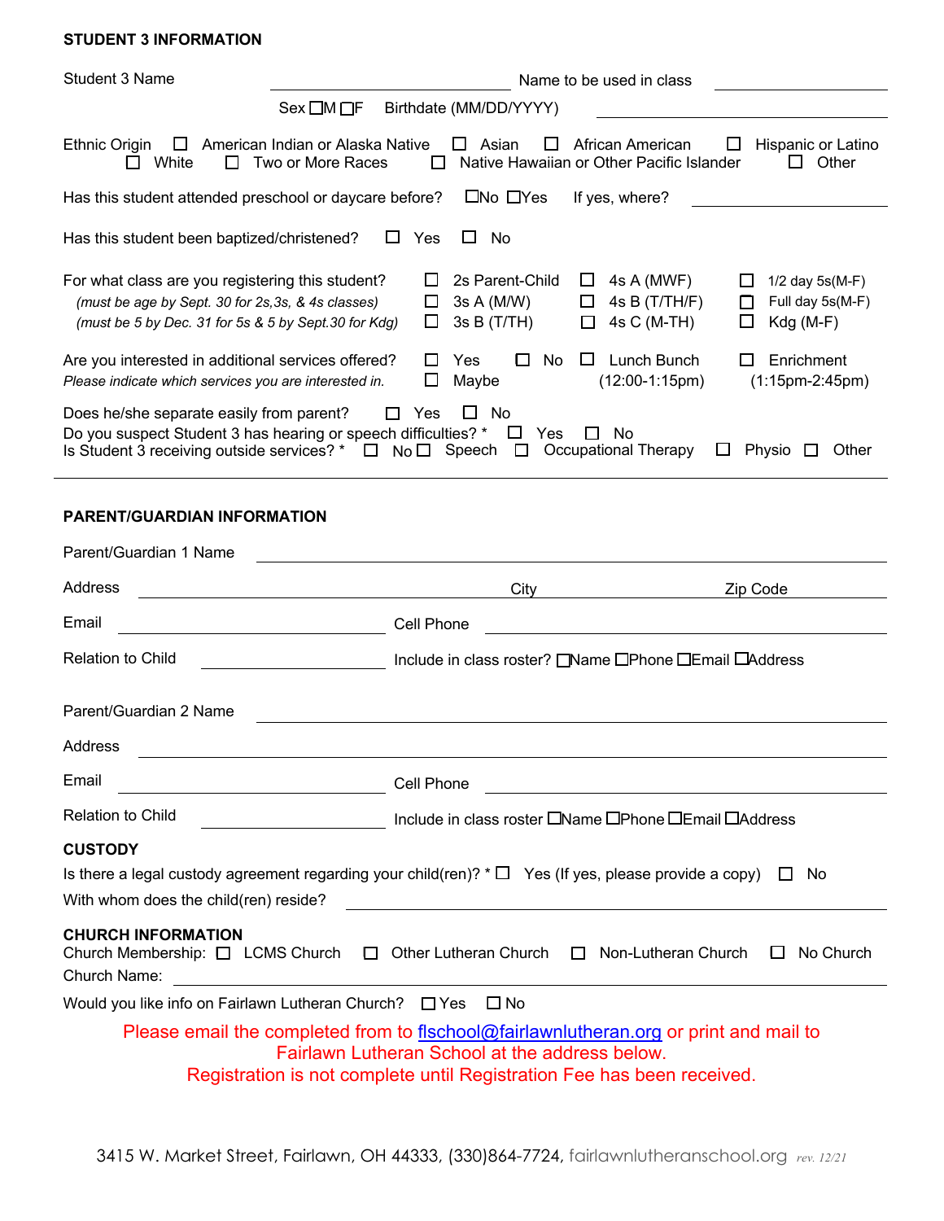**STUDENT 3 INFORMATION**

Student 3 Name \_\_\_\_\_\_\_\_\_\_\_\_\_\_\_\_\_\_\_\_ Name to be used in class \_\_\_\_\_\_\_\_\_\_\_\_

Sex ☐M ☐F Birthdate (MM/DD/YYYY) \_\_\_\_\_\_\_\_\_\_\_\_

Ethnic Origin ☐ American Indian or Alaska Native ☐ Asian ☐ African American ☐ Hispanic or Latino ☐ White ☐ Two or More Races ☐ Native Hawaiian or Other Pacific Islander ☐ Other

Has this student attended preschool or daycare before? ☐No ☐Yes If yes, where? \_\_\_\_\_\_\_\_\_\_\_\_

Has this student been baptized/christened? ☐ Yes ☐ No

For what class are you registering this student?
*(must be age by Sept. 30 for 2s,3s, & 4s classes)*
*(must be 5 by Dec. 31 for 5s & 5 by Sept.30 for Kdg)*

☐ 2s Parent-Child ☐ 4s A (MWF) ☐ 1/2 day 5s(M-F)
☐ 3s A (M/W) ☐ 4s B (T/TH/F) ☐ Full day 5s(M-F)
☐ 3s B (T/TH) ☐ 4s C (M-TH) ☐ Kdg (M-F)

Are you interested in additional services offered?
*Please indicate which services you are interested in.*

☐ Yes ☐ No ☐ Lunch Bunch (12:00-1:15pm) ☐ Enrichment (1:15pm-2:45pm)
☐ Maybe

Does he/she separate easily from parent? ☐ Yes ☐ No
Do you suspect Student 3 has hearing or speech difficulties? * ☐ Yes ☐ No
Is Student 3 receiving outside services? * ☐ No ☐ Speech ☐ Occupational Therapy ☐ Physio ☐ Other

---

**PARENT/GUARDIAN INFORMATION**

Parent/Guardian 1 Name \_\_\_\_\_\_\_\_\_\_\_\_\_\_\_\_\_\_\_\_

Address \_\_\_\_\_\_\_\_\_\_\_\_ City \_\_\_\_\_\_\_\_\_\_\_\_ Zip Code \_\_\_\_\_\_

Email \_\_\_\_\_\_\_\_\_\_\_\_ Cell Phone \_\_\_\_\_\_\_\_\_\_\_\_

Relation to Child \_\_\_\_\_\_\_\_\_\_\_\_ Include in class roster? ☐Name ☐Phone ☐Email ☐Address

Parent/Guardian 2 Name \_\_\_\_\_\_\_\_\_\_\_\_\_\_\_\_\_\_\_\_

Address \_\_\_\_\_\_\_\_\_\_\_\_\_\_\_\_\_\_\_\_

Email \_\_\_\_\_\_\_\_\_\_\_\_ Cell Phone \_\_\_\_\_\_\_\_\_\_\_\_

Relation to Child \_\_\_\_\_\_\_\_\_\_\_\_ Include in class roster ☐Name ☐Phone ☐Email ☐Address

**CUSTODY**

Is there a legal custody agreement regarding your child(ren)? * ☐ Yes (If yes, please provide a copy) ☐ No

With whom does the child(ren) reside? \_\_\_\_\_\_\_\_\_\_\_\_\_\_\_\_\_\_\_\_

**CHURCH INFORMATION**

Church Membership: ☐ LCMS Church ☐ Other Lutheran Church ☐ Non-Lutheran Church ☐ No Church

Church Name: \_\_\_\_\_\_\_\_\_\_\_\_\_\_\_\_\_\_\_\_

Would you like info on Fairlawn Lutheran Church? ☐Yes ☐No

Please email the completed from to flschool@fairlawnlutheran.org or print and mail to Fairlawn Lutheran School at the address below.
Registration is not complete until Registration Fee has been received.

3415 W. Market Street, Fairlawn, OH 44333, (330)864-7724, fairlawnlutheranschool.org *rev. 12/21*